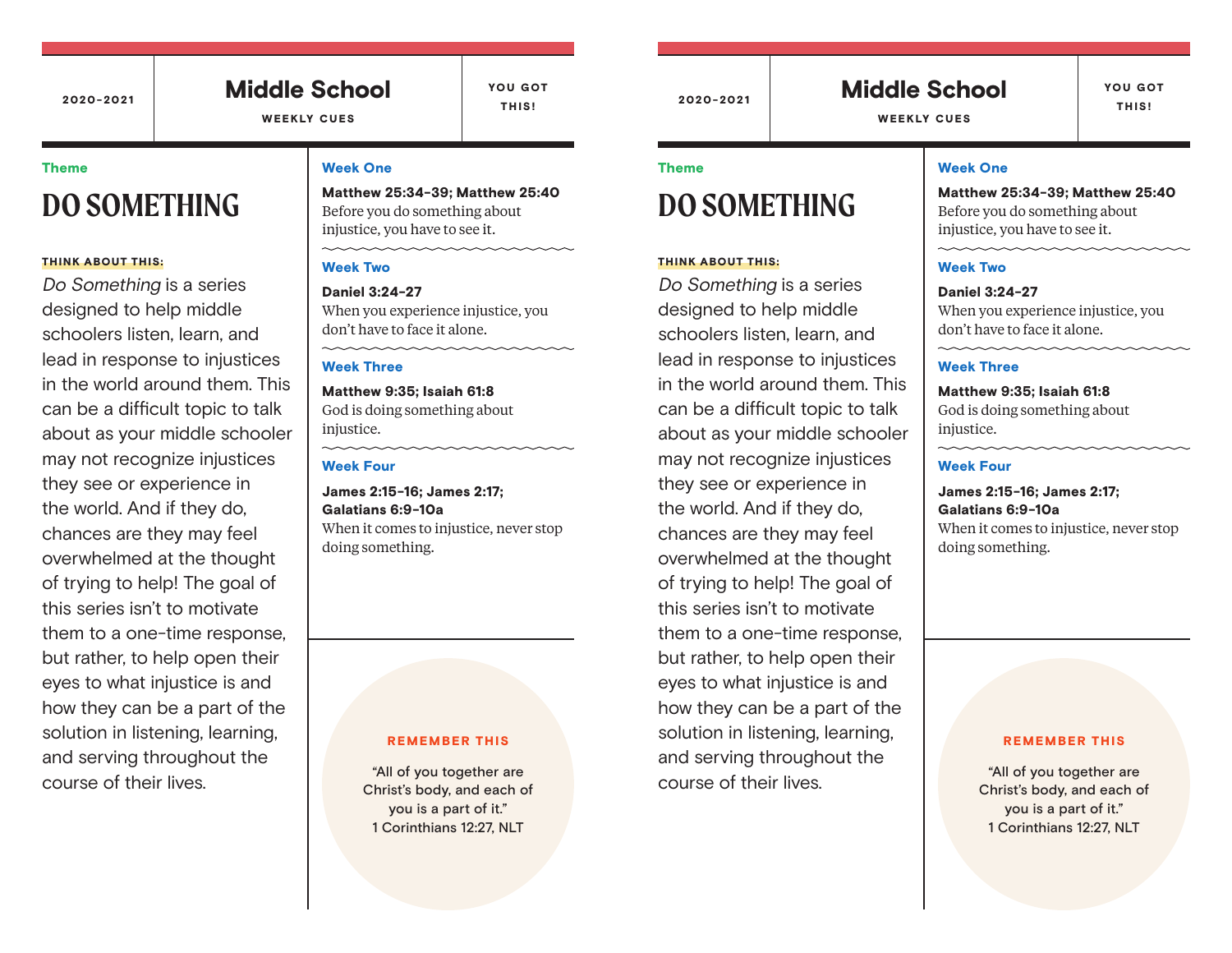2020-2021

# Middle School

WEEKLY CUES

YOU GOT THIS!

**Theme**

## DO SOMETHING

**THINK ABOUT THIS:**

*Do Something* is a series designed to help middle schoolers listen, learn, and lead in response to injustices in the world around them. This can be a difficult topic to talk about as your middle schooler may not recognize injustices they see or experience in the world. And if they do, chances are they may feel overwhelmed at the thought of trying to help! The goal of this series isn't to motivate them to a one-time response, but rather, to help open their eyes to what injustice is and how they can be a part of the solution in listening, learning, and serving throughout the course of their lives.

### Week One

**Matthew 25:34-39; Matthew 25:40**
Before you do something about injustice, you have to see it.

### Week Two

**Daniel 3:24-27**
When you experience injustice, you don't have to face it alone.

### Week Three

**Matthew 9:35; Isaiah 61:8**
God is doing something about injustice.

### Week Four

**James 2:15-16; James 2:17; Galatians 6:9-10a**
When it comes to injustice, never stop doing something.

**REMEMBER THIS**

"All of you together are Christ's body, and each of you is a part of it."
1 Corinthians 12:27, NLT

---

2020-2021

# Middle School

WEEKLY CUES

YOU GOT THIS!

**Theme**

## DO SOMETHING

**THINK ABOUT THIS:**

*Do Something* is a series designed to help middle schoolers listen, learn, and lead in response to injustices in the world around them. This can be a difficult topic to talk about as your middle schooler may not recognize injustices they see or experience in the world. And if they do, chances are they may feel overwhelmed at the thought of trying to help! The goal of this series isn't to motivate them to a one-time response, but rather, to help open their eyes to what injustice is and how they can be a part of the solution in listening, learning, and serving throughout the course of their lives.

### Week One

**Matthew 25:34-39; Matthew 25:40**
Before you do something about injustice, you have to see it.

### Week Two

**Daniel 3:24-27**
When you experience injustice, you don't have to face it alone.

### Week Three

**Matthew 9:35; Isaiah 61:8**
God is doing something about injustice.

### Week Four

**James 2:15-16; James 2:17; Galatians 6:9-10a**
When it comes to injustice, never stop doing something.

**REMEMBER THIS**

"All of you together are Christ's body, and each of you is a part of it."
1 Corinthians 12:27, NLT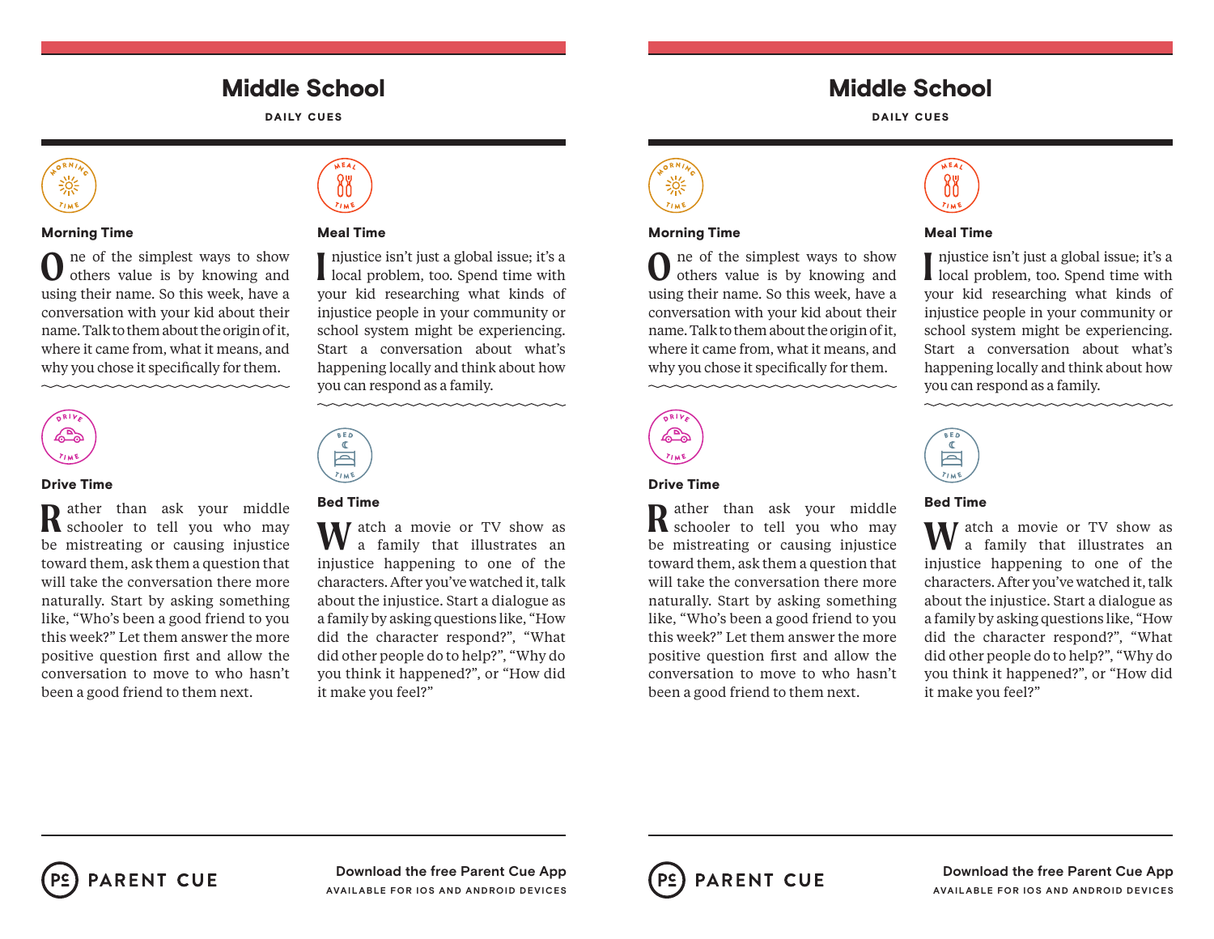# Middle School

DAILY CUES

### Morning Time

One of the simplest ways to show others value is by knowing and using their name. So this week, have a conversation with your kid about their name. Talk to them about the origin of it, where it came from, what it means, and why you chose it specifically for them.

### Meal Time

Injustice isn't just a global issue; it's a local problem, too. Spend time with your kid researching what kinds of injustice people in your community or school system might be experiencing. Start a conversation about what's happening locally and think about how you can respond as a family.

### Drive Time

Rather than ask your middle schooler to tell you who may be mistreating or causing injustice toward them, ask them a question that will take the conversation there more naturally. Start by asking something like, "Who's been a good friend to you this week?" Let them answer the more positive question first and allow the conversation to move to who hasn't been a good friend to them next.

### Bed Time

Watch a movie or TV show as a family that illustrates an injustice happening to one of the characters. After you've watched it, talk about the injustice. Start a dialogue as a family by asking questions like, "How did the character respond?", "What did other people do to help?", "Why do you think it happened?", or "How did it make you feel?"

PARENT CUE

**Download the free Parent Cue App**

AVAILABLE FOR IOS AND ANDROID DEVICES

# Middle School

DAILY CUES

### Morning Time

One of the simplest ways to show others value is by knowing and using their name. So this week, have a conversation with your kid about their name. Talk to them about the origin of it, where it came from, what it means, and why you chose it specifically for them.

### Meal Time

Injustice isn't just a global issue; it's a local problem, too. Spend time with your kid researching what kinds of injustice people in your community or school system might be experiencing. Start a conversation about what's happening locally and think about how you can respond as a family.

### Drive Time

Rather than ask your middle schooler to tell you who may be mistreating or causing injustice toward them, ask them a question that will take the conversation there more naturally. Start by asking something like, "Who's been a good friend to you this week?" Let them answer the more positive question first and allow the conversation to move to who hasn't been a good friend to them next.

### Bed Time

Watch a movie or TV show as a family that illustrates an injustice happening to one of the characters. After you've watched it, talk about the injustice. Start a dialogue as a family by asking questions like, "How did the character respond?", "What did other people do to help?", "Why do you think it happened?", or "How did it make you feel?"

PARENT CUE

**Download the free Parent Cue App**

AVAILABLE FOR IOS AND ANDROID DEVICES